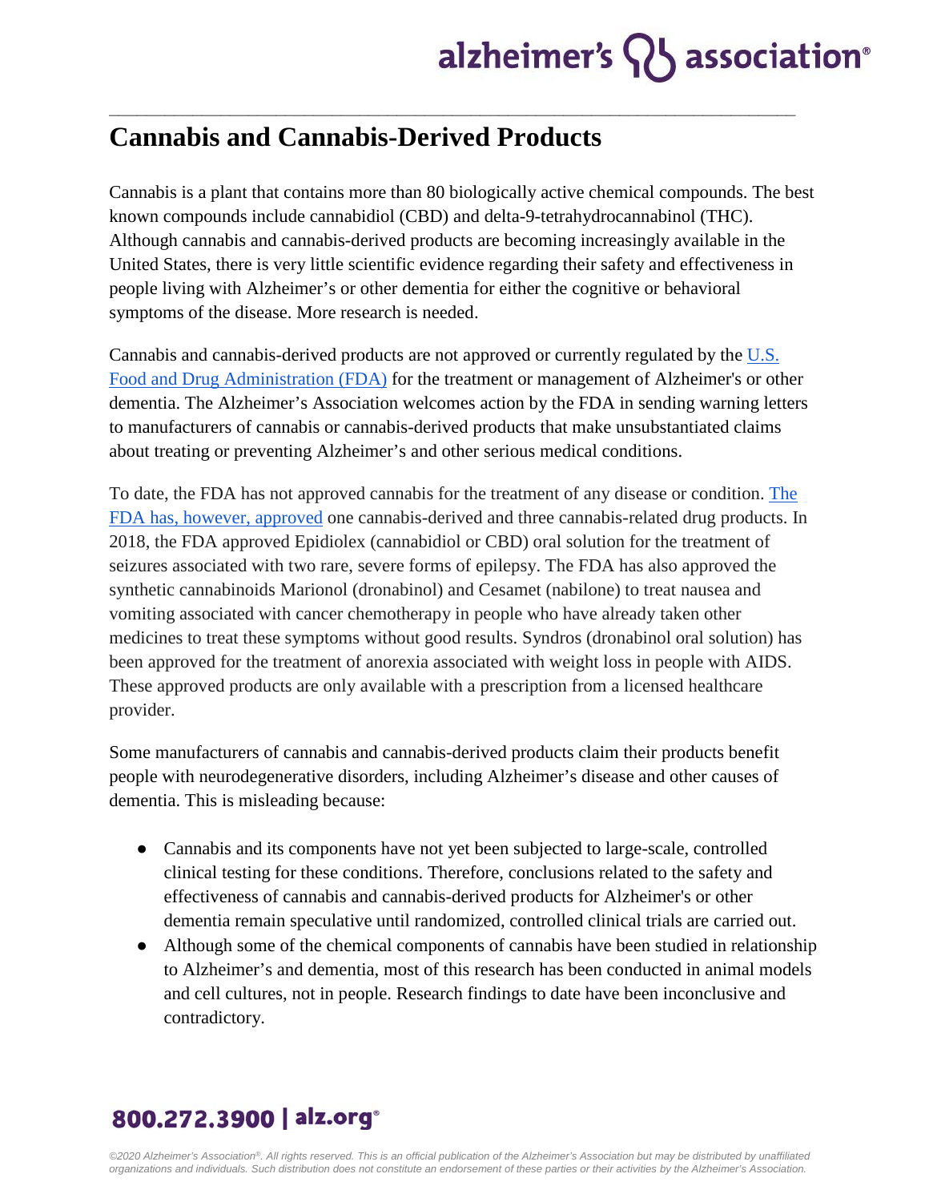# Cannabis and Cannabis-Derived Products

Cannabis is a plant that contains more than 80 biologically active chemical compounds. The best known compounds include cannabidiol (CBD) and delta-9-tetrahydrocannabinol (THC). Although cannabis and cannabis-derived products are becoming increasingly available in the United States, there is very little scientific evidence regarding their safety and effectiveness in people living with Alzheimer's or other dementia for either the cognitive or behavioral symptoms of the disease. More research is needed.

Cannabis and cannabis-derived products are not approved or currently regulated by the U.S. Food and Drug Administration (FDA) for the treatment or management of Alzheimer's or other dementia. The Alzheimer's Association welcomes action by the FDA in sending warning letters to manufacturers of cannabis or cannabis-derived products that make unsubstantiated claims about treating or preventing Alzheimer's and other serious medical conditions.

To date, the FDA has not approved cannabis for the treatment of any disease or condition. The FDA has, however, approved one cannabis-derived and three cannabis-related drug products. In 2018, the FDA approved Epidiolex (cannabidiol or CBD) oral solution for the treatment of seizures associated with two rare, severe forms of epilepsy. The FDA has also approved the synthetic cannabinoids Marionol (dronabinol) and Cesamet (nabilone) to treat nausea and vomiting associated with cancer chemotherapy in people who have already taken other medicines to treat these symptoms without good results. Syndros (dronabinol oral solution) has been approved for the treatment of anorexia associated with weight loss in people with AIDS. These approved products are only available with a prescription from a licensed healthcare provider.

Some manufacturers of cannabis and cannabis-derived products claim their products benefit people with neurodegenerative disorders, including Alzheimer's disease and other causes of dementia. This is misleading because:

- Cannabis and its components have not yet been subjected to large-scale, controlled clinical testing for these conditions. Therefore, conclusions related to the safety and effectiveness of cannabis and cannabis-derived products for Alzheimer's or other dementia remain speculative until randomized, controlled clinical trials are carried out.
- Although some of the chemical components of cannabis have been studied in relationship to Alzheimer's and dementia, most of this research has been conducted in animal models and cell cultures, not in people. Research findings to date have been inconclusive and contradictory.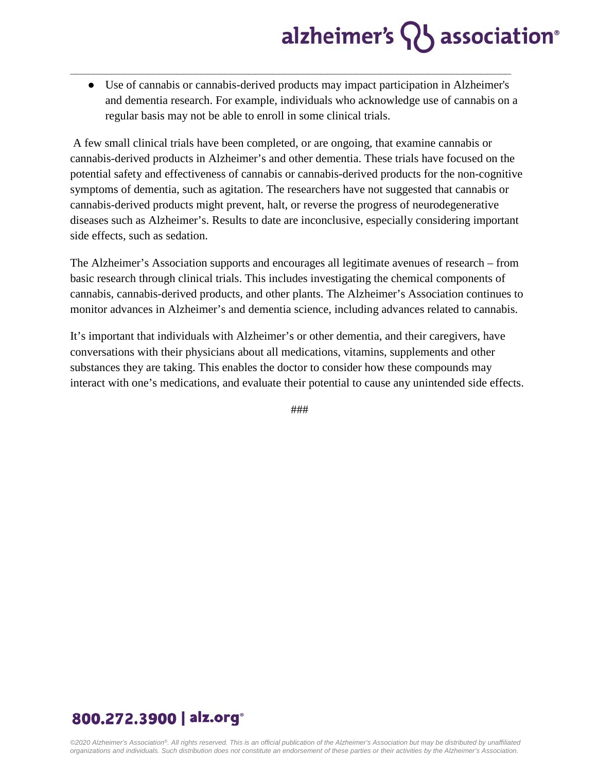- Use of cannabis or cannabis-derived products may impact participation in Alzheimer's and dementia research. For example, individuals who acknowledge use of cannabis on a regular basis may not be able to enroll in some clinical trials.

A few small clinical trials have been completed, or are ongoing, that examine cannabis or cannabis-derived products in Alzheimer's and other dementia. These trials have focused on the potential safety and effectiveness of cannabis or cannabis-derived products for the non-cognitive symptoms of dementia, such as agitation. The researchers have not suggested that cannabis or cannabis-derived products might prevent, halt, or reverse the progress of neurodegenerative diseases such as Alzheimer's. Results to date are inconclusive, especially considering important side effects, such as sedation.

The Alzheimer's Association supports and encourages all legitimate avenues of research – from basic research through clinical trials. This includes investigating the chemical components of cannabis, cannabis-derived products, and other plants. The Alzheimer's Association continues to monitor advances in Alzheimer's and dementia science, including advances related to cannabis.

It's important that individuals with Alzheimer's or other dementia, and their caregivers, have conversations with their physicians about all medications, vitamins, supplements and other substances they are taking. This enables the doctor to consider how these compounds may interact with one's medications, and evaluate their potential to cause any unintended side effects.

###

*©2020 Alzheimer's Association®. All rights reserved. This is an official publication of the Alzheimer's Association but may be distributed by unaffiliated organizations and individuals. Such distribution does not constitute an endorsement of these parties or their activities by the Alzheimer's Association.*